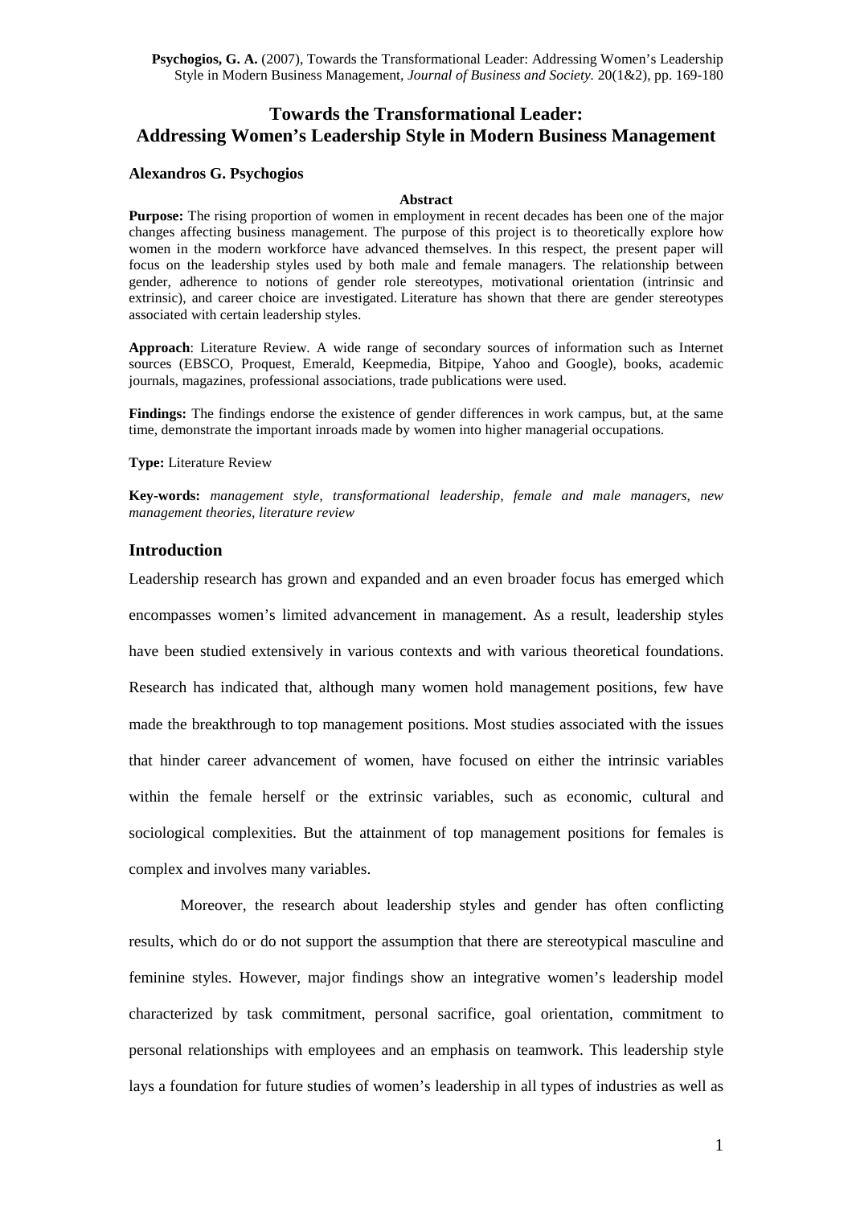**Psychogios, G. A.** (2007), Towards the Transformational Leader: Addressing Women's Leadership Style in Modern Business Management, *Journal of Business and Society.* 20(1&2), pp. 169-180

# Towards the Transformational Leader: Addressing Women's Leadership Style in Modern Business Management

**Alexandros G. Psychogios**

**Abstract**

**Purpose:** The rising proportion of women in employment in recent decades has been one of the major changes affecting business management. The purpose of this project is to theoretically explore how women in the modern workforce have advanced themselves. In this respect, the present paper will focus on the leadership styles used by both male and female managers. The relationship between gender, adherence to notions of gender role stereotypes, motivational orientation (intrinsic and extrinsic), and career choice are investigated. Literature has shown that there are gender stereotypes associated with certain leadership styles.

**Approach**: Literature Review. A wide range of secondary sources of information such as Internet sources (EBSCO, Proquest, Emerald, Keepmedia, Bitpipe, Yahoo and Google), books, academic journals, magazines, professional associations, trade publications were used.

**Findings:** The findings endorse the existence of gender differences in work campus, but, at the same time, demonstrate the important inroads made by women into higher managerial occupations.

**Type:** Literature Review

**Key-words:** *management style, transformational leadership, female and male managers, new management theories, literature review*

## Introduction

Leadership research has grown and expanded and an even broader focus has emerged which encompasses women's limited advancement in management. As a result, leadership styles have been studied extensively in various contexts and with various theoretical foundations. Research has indicated that, although many women hold management positions, few have made the breakthrough to top management positions. Most studies associated with the issues that hinder career advancement of women, have focused on either the intrinsic variables within the female herself or the extrinsic variables, such as economic, cultural and sociological complexities. But the attainment of top management positions for females is complex and involves many variables.

Moreover, the research about leadership styles and gender has often conflicting results, which do or do not support the assumption that there are stereotypical masculine and feminine styles. However, major findings show an integrative women's leadership model characterized by task commitment, personal sacrifice, goal orientation, commitment to personal relationships with employees and an emphasis on teamwork. This leadership style lays a foundation for future studies of women's leadership in all types of industries as well as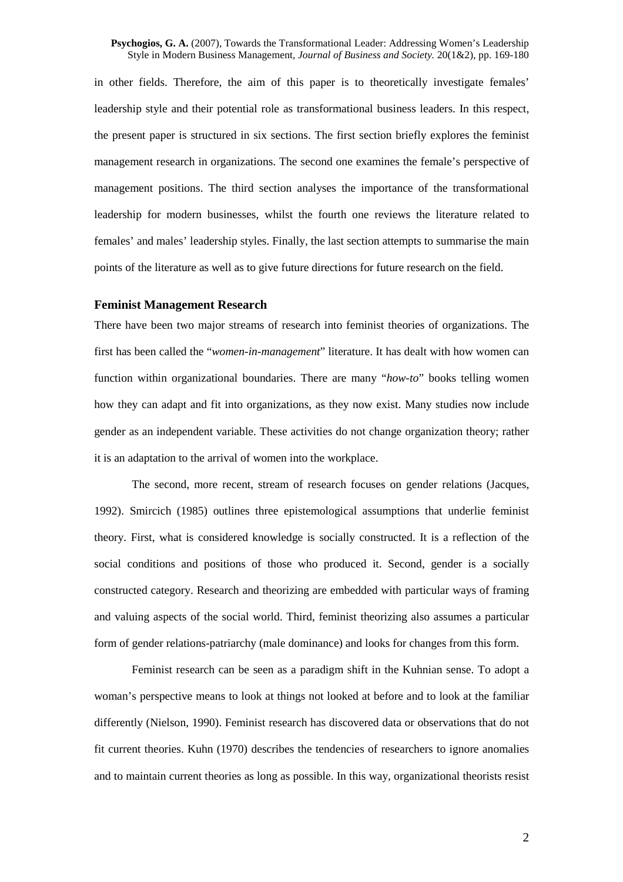in other fields. Therefore, the aim of this paper is to theoretically investigate females' leadership style and their potential role as transformational business leaders. In this respect, the present paper is structured in six sections. The first section briefly explores the feminist management research in organizations. The second one examines the female's perspective of management positions. The third section analyses the importance of the transformational leadership for modern businesses, whilst the fourth one reviews the literature related to females' and males' leadership styles. Finally, the last section attempts to summarise the main points of the literature as well as to give future directions for future research on the field.

## Feminist Management Research

There have been two major streams of research into feminist theories of organizations. The first has been called the "*women-in-management*" literature. It has dealt with how women can function within organizational boundaries. There are many "*how-to*" books telling women how they can adapt and fit into organizations, as they now exist. Many studies now include gender as an independent variable. These activities do not change organization theory; rather it is an adaptation to the arrival of women into the workplace.

The second, more recent, stream of research focuses on gender relations (Jacques, 1992). Smircich (1985) outlines three epistemological assumptions that underlie feminist theory. First, what is considered knowledge is socially constructed. It is a reflection of the social conditions and positions of those who produced it. Second, gender is a socially constructed category. Research and theorizing are embedded with particular ways of framing and valuing aspects of the social world. Third, feminist theorizing also assumes a particular form of gender relations-patriarchy (male dominance) and looks for changes from this form.

Feminist research can be seen as a paradigm shift in the Kuhnian sense. To adopt a woman's perspective means to look at things not looked at before and to look at the familiar differently (Nielson, 1990). Feminist research has discovered data or observations that do not fit current theories. Kuhn (1970) describes the tendencies of researchers to ignore anomalies and to maintain current theories as long as possible. In this way, organizational theorists resist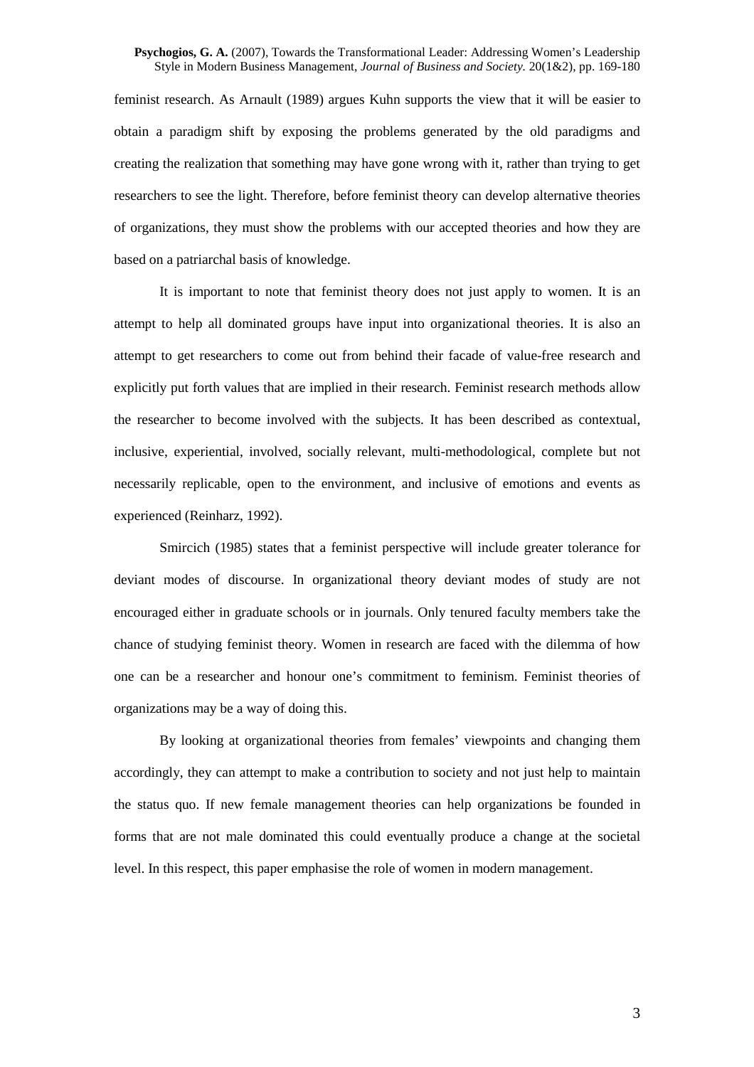feminist research. As Arnault (1989) argues Kuhn supports the view that it will be easier to obtain a paradigm shift by exposing the problems generated by the old paradigms and creating the realization that something may have gone wrong with it, rather than trying to get researchers to see the light. Therefore, before feminist theory can develop alternative theories of organizations, they must show the problems with our accepted theories and how they are based on a patriarchal basis of knowledge.

It is important to note that feminist theory does not just apply to women. It is an attempt to help all dominated groups have input into organizational theories. It is also an attempt to get researchers to come out from behind their facade of value-free research and explicitly put forth values that are implied in their research. Feminist research methods allow the researcher to become involved with the subjects. It has been described as contextual, inclusive, experiential, involved, socially relevant, multi-methodological, complete but not necessarily replicable, open to the environment, and inclusive of emotions and events as experienced (Reinharz, 1992).

Smircich (1985) states that a feminist perspective will include greater tolerance for deviant modes of discourse. In organizational theory deviant modes of study are not encouraged either in graduate schools or in journals. Only tenured faculty members take the chance of studying feminist theory. Women in research are faced with the dilemma of how one can be a researcher and honour one's commitment to feminism. Feminist theories of organizations may be a way of doing this.

By looking at organizational theories from females' viewpoints and changing them accordingly, they can attempt to make a contribution to society and not just help to maintain the status quo. If new female management theories can help organizations be founded in forms that are not male dominated this could eventually produce a change at the societal level. In this respect, this paper emphasise the role of women in modern management.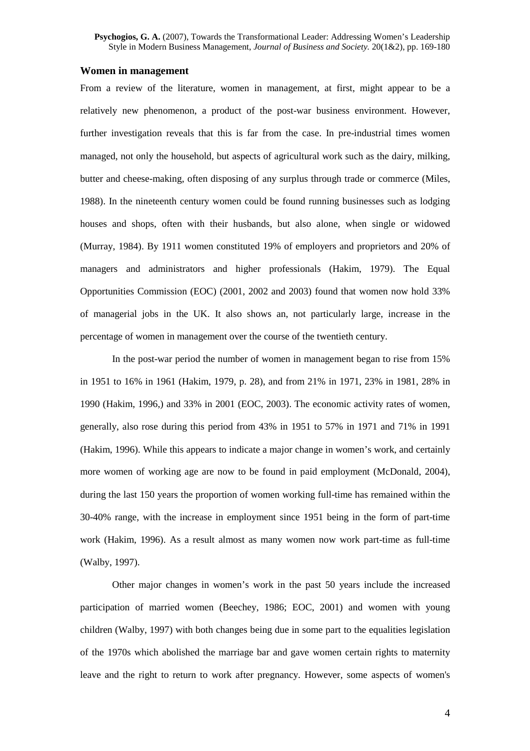## Women in management

From a review of the literature, women in management, at first, might appear to be a relatively new phenomenon, a product of the post-war business environment. However, further investigation reveals that this is far from the case. In pre-industrial times women managed, not only the household, but aspects of agricultural work such as the dairy, milking, butter and cheese-making, often disposing of any surplus through trade or commerce (Miles, 1988). In the nineteenth century women could be found running businesses such as lodging houses and shops, often with their husbands, but also alone, when single or widowed (Murray, 1984). By 1911 women constituted 19% of employers and proprietors and 20% of managers and administrators and higher professionals (Hakim, 1979). The Equal Opportunities Commission (EOC) (2001, 2002 and 2003) found that women now hold 33% of managerial jobs in the UK. It also shows an, not particularly large, increase in the percentage of women in management over the course of the twentieth century.

In the post-war period the number of women in management began to rise from 15% in 1951 to 16% in 1961 (Hakim, 1979, p. 28), and from 21% in 1971, 23% in 1981, 28% in 1990 (Hakim, 1996,) and 33% in 2001 (EOC, 2003). The economic activity rates of women, generally, also rose during this period from 43% in 1951 to 57% in 1971 and 71% in 1991 (Hakim, 1996). While this appears to indicate a major change in women's work, and certainly more women of working age are now to be found in paid employment (McDonald, 2004), during the last 150 years the proportion of women working full-time has remained within the 30-40% range, with the increase in employment since 1951 being in the form of part-time work (Hakim, 1996). As a result almost as many women now work part-time as full-time (Walby, 1997).

Other major changes in women's work in the past 50 years include the increased participation of married women (Beechey, 1986; EOC, 2001) and women with young children (Walby, 1997) with both changes being due in some part to the equalities legislation of the 1970s which abolished the marriage bar and gave women certain rights to maternity leave and the right to return to work after pregnancy. However, some aspects of women's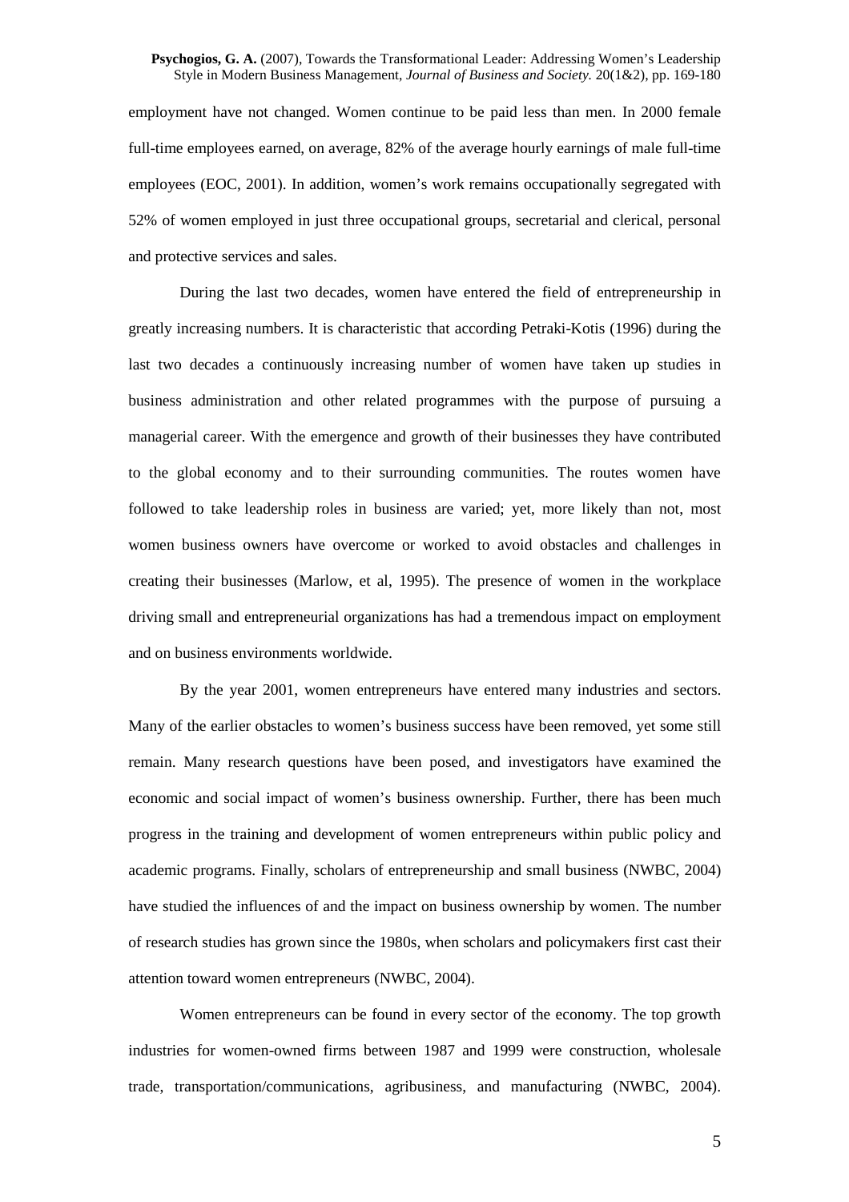employment have not changed. Women continue to be paid less than men. In 2000 female full-time employees earned, on average, 82% of the average hourly earnings of male full-time employees (EOC, 2001). In addition, women's work remains occupationally segregated with 52% of women employed in just three occupational groups, secretarial and clerical, personal and protective services and sales.

During the last two decades, women have entered the field of entrepreneurship in greatly increasing numbers. It is characteristic that according Petraki-Kotis (1996) during the last two decades a continuously increasing number of women have taken up studies in business administration and other related programmes with the purpose of pursuing a managerial career. With the emergence and growth of their businesses they have contributed to the global economy and to their surrounding communities. The routes women have followed to take leadership roles in business are varied; yet, more likely than not, most women business owners have overcome or worked to avoid obstacles and challenges in creating their businesses (Marlow, et al, 1995). The presence of women in the workplace driving small and entrepreneurial organizations has had a tremendous impact on employment and on business environments worldwide.

By the year 2001, women entrepreneurs have entered many industries and sectors. Many of the earlier obstacles to women's business success have been removed, yet some still remain. Many research questions have been posed, and investigators have examined the economic and social impact of women's business ownership. Further, there has been much progress in the training and development of women entrepreneurs within public policy and academic programs. Finally, scholars of entrepreneurship and small business (NWBC, 2004) have studied the influences of and the impact on business ownership by women. The number of research studies has grown since the 1980s, when scholars and policymakers first cast their attention toward women entrepreneurs (NWBC, 2004).

Women entrepreneurs can be found in every sector of the economy. The top growth industries for women-owned firms between 1987 and 1999 were construction, wholesale trade, transportation/communications, agribusiness, and manufacturing (NWBC, 2004).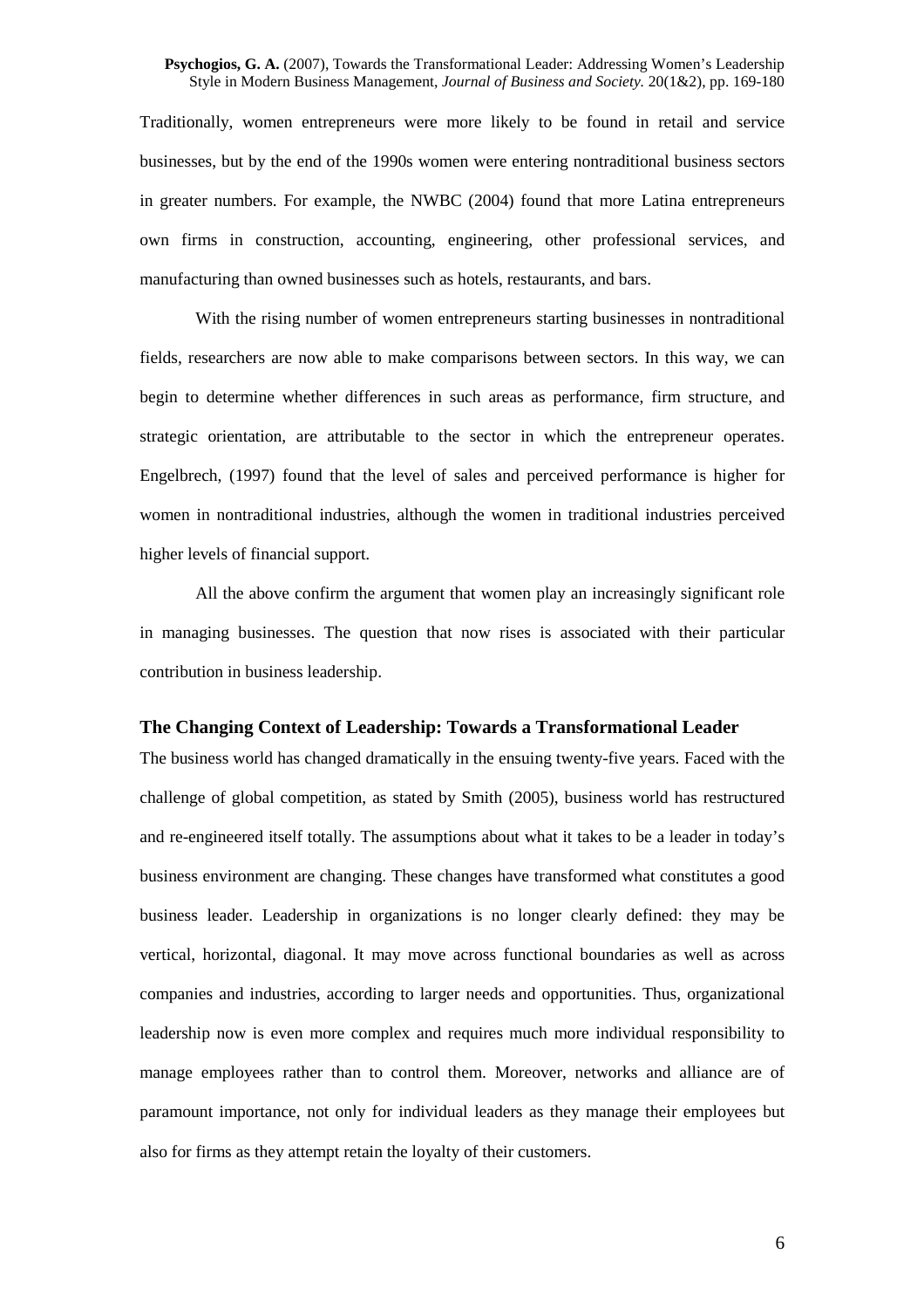Traditionally, women entrepreneurs were more likely to be found in retail and service businesses, but by the end of the 1990s women were entering nontraditional business sectors in greater numbers. For example, the NWBC (2004) found that more Latina entrepreneurs own firms in construction, accounting, engineering, other professional services, and manufacturing than owned businesses such as hotels, restaurants, and bars.

With the rising number of women entrepreneurs starting businesses in nontraditional fields, researchers are now able to make comparisons between sectors. In this way, we can begin to determine whether differences in such areas as performance, firm structure, and strategic orientation, are attributable to the sector in which the entrepreneur operates. Engelbrech, (1997) found that the level of sales and perceived performance is higher for women in nontraditional industries, although the women in traditional industries perceived higher levels of financial support.

All the above confirm the argument that women play an increasingly significant role in managing businesses. The question that now rises is associated with their particular contribution in business leadership.

## The Changing Context of Leadership: Towards a Transformational Leader

The business world has changed dramatically in the ensuing twenty-five years. Faced with the challenge of global competition, as stated by Smith (2005), business world has restructured and re-engineered itself totally. The assumptions about what it takes to be a leader in today's business environment are changing. These changes have transformed what constitutes a good business leader. Leadership in organizations is no longer clearly defined: they may be vertical, horizontal, diagonal. It may move across functional boundaries as well as across companies and industries, according to larger needs and opportunities. Thus, organizational leadership now is even more complex and requires much more individual responsibility to manage employees rather than to control them. Moreover, networks and alliance are of paramount importance, not only for individual leaders as they manage their employees but also for firms as they attempt retain the loyalty of their customers.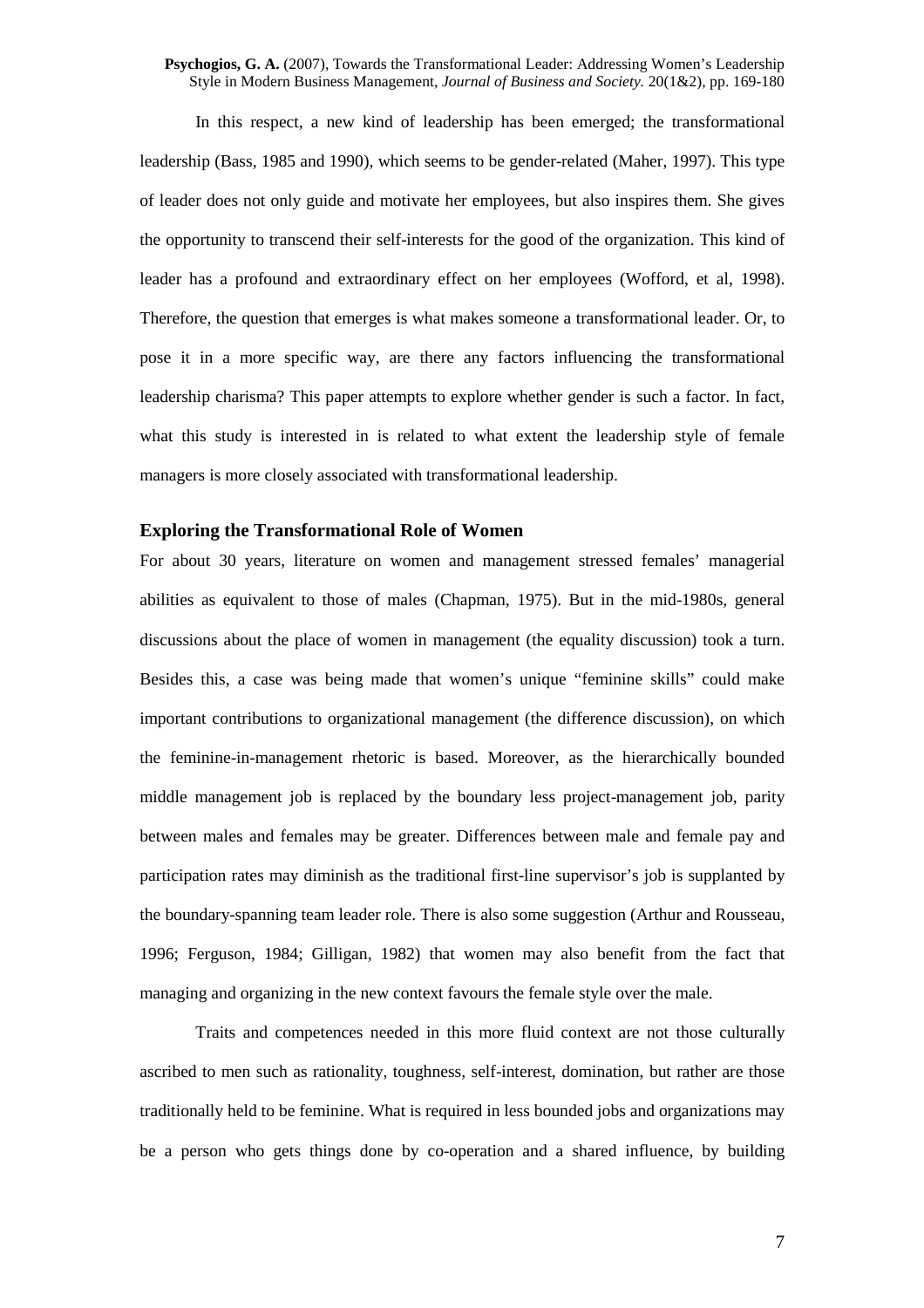In this respect, a new kind of leadership has been emerged; the transformational leadership (Bass, 1985 and 1990), which seems to be gender-related (Maher, 1997). This type of leader does not only guide and motivate her employees, but also inspires them. She gives the opportunity to transcend their self-interests for the good of the organization. This kind of leader has a profound and extraordinary effect on her employees (Wofford, et al, 1998). Therefore, the question that emerges is what makes someone a transformational leader. Or, to pose it in a more specific way, are there any factors influencing the transformational leadership charisma? This paper attempts to explore whether gender is such a factor. In fact, what this study is interested in is related to what extent the leadership style of female managers is more closely associated with transformational leadership.

## Exploring the Transformational Role of Women

For about 30 years, literature on women and management stressed females' managerial abilities as equivalent to those of males (Chapman, 1975). But in the mid-1980s, general discussions about the place of women in management (the equality discussion) took a turn. Besides this, a case was being made that women's unique "feminine skills" could make important contributions to organizational management (the difference discussion), on which the feminine-in-management rhetoric is based. Moreover, as the hierarchically bounded middle management job is replaced by the boundary less project-management job, parity between males and females may be greater. Differences between male and female pay and participation rates may diminish as the traditional first-line supervisor's job is supplanted by the boundary-spanning team leader role. There is also some suggestion (Arthur and Rousseau, 1996; Ferguson, 1984; Gilligan, 1982) that women may also benefit from the fact that managing and organizing in the new context favours the female style over the male.

Traits and competences needed in this more fluid context are not those culturally ascribed to men such as rationality, toughness, self-interest, domination, but rather are those traditionally held to be feminine. What is required in less bounded jobs and organizations may be a person who gets things done by co-operation and a shared influence, by building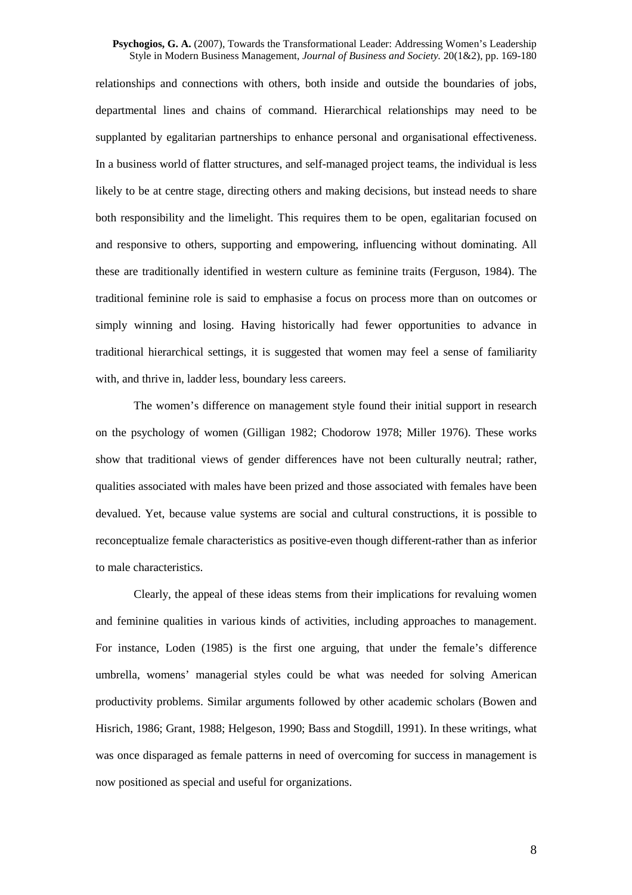relationships and connections with others, both inside and outside the boundaries of jobs, departmental lines and chains of command. Hierarchical relationships may need to be supplanted by egalitarian partnerships to enhance personal and organisational effectiveness. In a business world of flatter structures, and self-managed project teams, the individual is less likely to be at centre stage, directing others and making decisions, but instead needs to share both responsibility and the limelight. This requires them to be open, egalitarian focused on and responsive to others, supporting and empowering, influencing without dominating. All these are traditionally identified in western culture as feminine traits (Ferguson, 1984). The traditional feminine role is said to emphasise a focus on process more than on outcomes or simply winning and losing. Having historically had fewer opportunities to advance in traditional hierarchical settings, it is suggested that women may feel a sense of familiarity with, and thrive in, ladder less, boundary less careers.

The women's difference on management style found their initial support in research on the psychology of women (Gilligan 1982; Chodorow 1978; Miller 1976). These works show that traditional views of gender differences have not been culturally neutral; rather, qualities associated with males have been prized and those associated with females have been devalued. Yet, because value systems are social and cultural constructions, it is possible to reconceptualize female characteristics as positive-even though different-rather than as inferior to male characteristics.

Clearly, the appeal of these ideas stems from their implications for revaluing women and feminine qualities in various kinds of activities, including approaches to management. For instance, Loden (1985) is the first one arguing, that under the female's difference umbrella, womens' managerial styles could be what was needed for solving American productivity problems. Similar arguments followed by other academic scholars (Bowen and Hisrich, 1986; Grant, 1988; Helgeson, 1990; Bass and Stogdill, 1991). In these writings, what was once disparaged as female patterns in need of overcoming for success in management is now positioned as special and useful for organizations.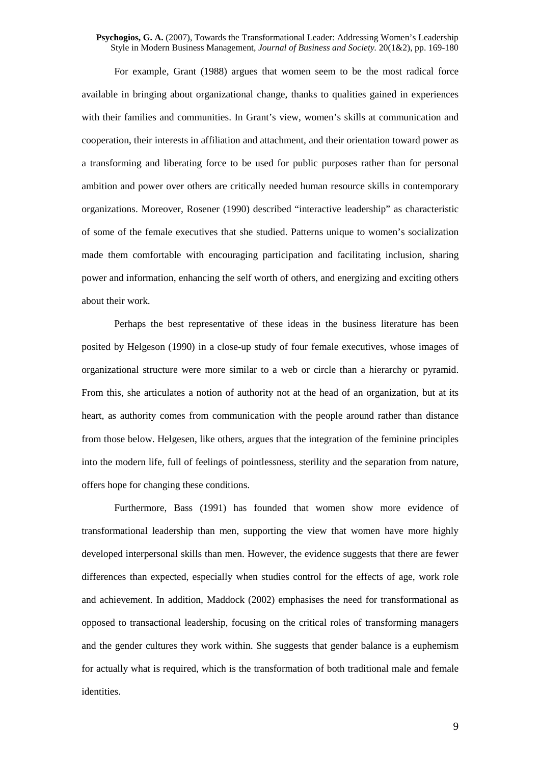For example, Grant (1988) argues that women seem to be the most radical force available in bringing about organizational change, thanks to qualities gained in experiences with their families and communities. In Grant's view, women's skills at communication and cooperation, their interests in affiliation and attachment, and their orientation toward power as a transforming and liberating force to be used for public purposes rather than for personal ambition and power over others are critically needed human resource skills in contemporary organizations. Moreover, Rosener (1990) described "interactive leadership" as characteristic of some of the female executives that she studied. Patterns unique to women's socialization made them comfortable with encouraging participation and facilitating inclusion, sharing power and information, enhancing the self worth of others, and energizing and exciting others about their work.

Perhaps the best representative of these ideas in the business literature has been posited by Helgeson (1990) in a close-up study of four female executives, whose images of organizational structure were more similar to a web or circle than a hierarchy or pyramid. From this, she articulates a notion of authority not at the head of an organization, but at its heart, as authority comes from communication with the people around rather than distance from those below. Helgesen, like others, argues that the integration of the feminine principles into the modern life, full of feelings of pointlessness, sterility and the separation from nature, offers hope for changing these conditions.

Furthermore, Bass (1991) has founded that women show more evidence of transformational leadership than men, supporting the view that women have more highly developed interpersonal skills than men. However, the evidence suggests that there are fewer differences than expected, especially when studies control for the effects of age, work role and achievement. In addition, Maddock (2002) emphasises the need for transformational as opposed to transactional leadership, focusing on the critical roles of transforming managers and the gender cultures they work within. She suggests that gender balance is a euphemism for actually what is required, which is the transformation of both traditional male and female identities.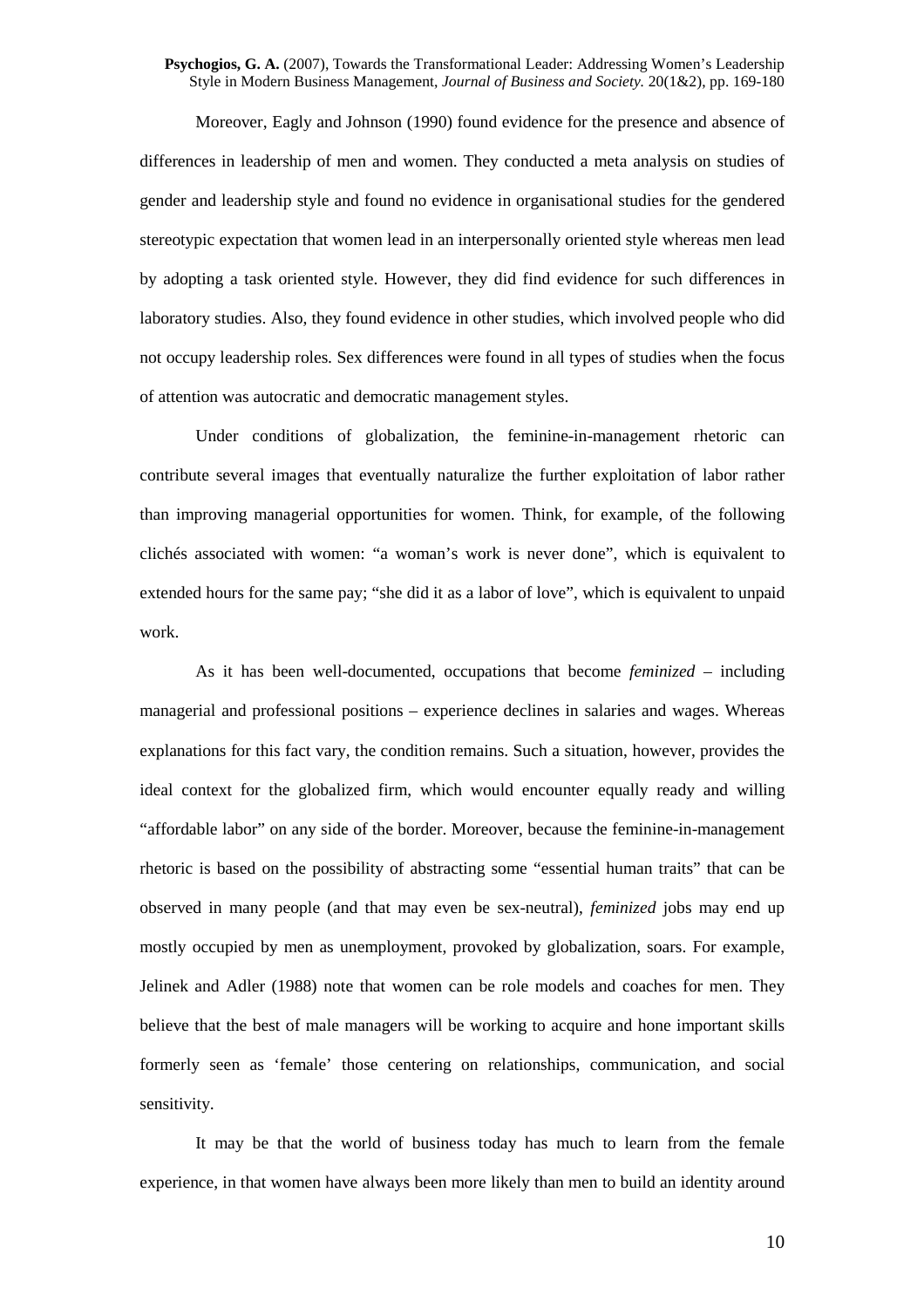Moreover, Eagly and Johnson (1990) found evidence for the presence and absence of differences in leadership of men and women. They conducted a meta analysis on studies of gender and leadership style and found no evidence in organisational studies for the gendered stereotypic expectation that women lead in an interpersonally oriented style whereas men lead by adopting a task oriented style. However, they did find evidence for such differences in laboratory studies. Also, they found evidence in other studies, which involved people who did not occupy leadership roles. Sex differences were found in all types of studies when the focus of attention was autocratic and democratic management styles.

Under conditions of globalization, the feminine-in-management rhetoric can contribute several images that eventually naturalize the further exploitation of labor rather than improving managerial opportunities for women. Think, for example, of the following clichés associated with women: "a woman's work is never done", which is equivalent to extended hours for the same pay; "she did it as a labor of love", which is equivalent to unpaid work.

As it has been well-documented, occupations that become *feminized* – including managerial and professional positions – experience declines in salaries and wages. Whereas explanations for this fact vary, the condition remains. Such a situation, however, provides the ideal context for the globalized firm, which would encounter equally ready and willing "affordable labor" on any side of the border. Moreover, because the feminine-in-management rhetoric is based on the possibility of abstracting some "essential human traits" that can be observed in many people (and that may even be sex-neutral), *feminized* jobs may end up mostly occupied by men as unemployment, provoked by globalization, soars. For example, Jelinek and Adler (1988) note that women can be role models and coaches for men. They believe that the best of male managers will be working to acquire and hone important skills formerly seen as 'female' those centering on relationships, communication, and social sensitivity.

It may be that the world of business today has much to learn from the female experience, in that women have always been more likely than men to build an identity around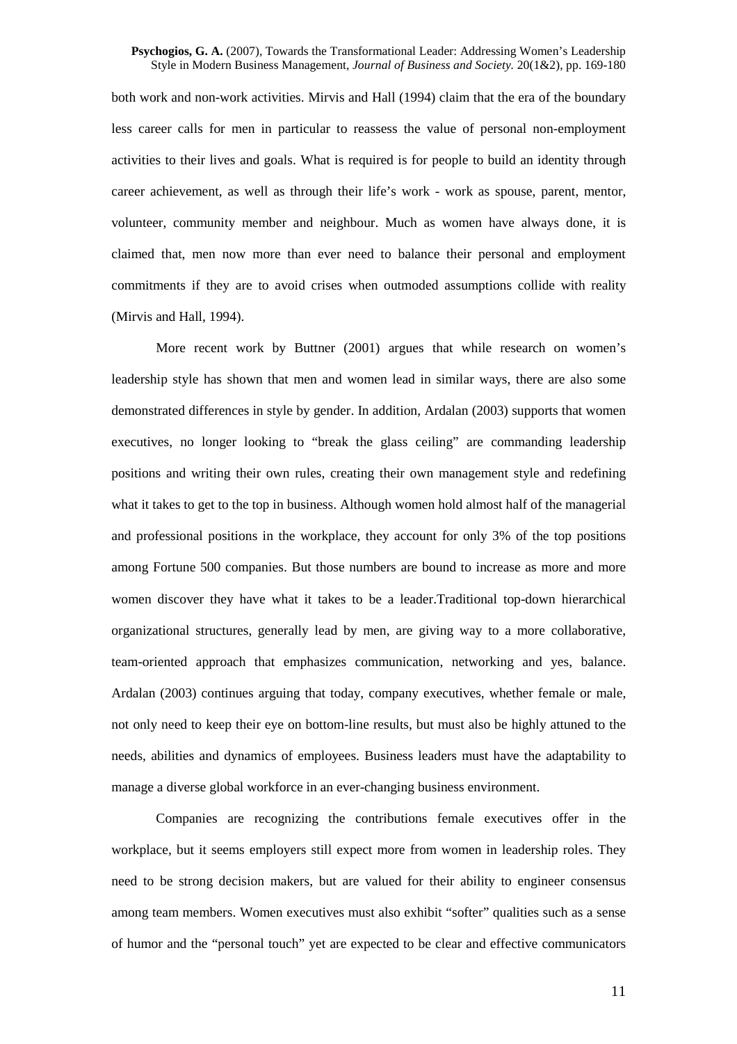both work and non-work activities. Mirvis and Hall (1994) claim that the era of the boundary less career calls for men in particular to reassess the value of personal non-employment activities to their lives and goals. What is required is for people to build an identity through career achievement, as well as through their life's work - work as spouse, parent, mentor, volunteer, community member and neighbour. Much as women have always done, it is claimed that, men now more than ever need to balance their personal and employment commitments if they are to avoid crises when outmoded assumptions collide with reality (Mirvis and Hall, 1994).

More recent work by Buttner (2001) argues that while research on women's leadership style has shown that men and women lead in similar ways, there are also some demonstrated differences in style by gender. In addition, Ardalan (2003) supports that women executives, no longer looking to "break the glass ceiling" are commanding leadership positions and writing their own rules, creating their own management style and redefining what it takes to get to the top in business. Although women hold almost half of the managerial and professional positions in the workplace, they account for only 3% of the top positions among Fortune 500 companies. But those numbers are bound to increase as more and more women discover they have what it takes to be a leader.Traditional top-down hierarchical organizational structures, generally lead by men, are giving way to a more collaborative, team-oriented approach that emphasizes communication, networking and yes, balance. Ardalan (2003) continues arguing that today, company executives, whether female or male, not only need to keep their eye on bottom-line results, but must also be highly attuned to the needs, abilities and dynamics of employees. Business leaders must have the adaptability to manage a diverse global workforce in an ever-changing business environment.

Companies are recognizing the contributions female executives offer in the workplace, but it seems employers still expect more from women in leadership roles. They need to be strong decision makers, but are valued for their ability to engineer consensus among team members. Women executives must also exhibit "softer" qualities such as a sense of humor and the "personal touch" yet are expected to be clear and effective communicators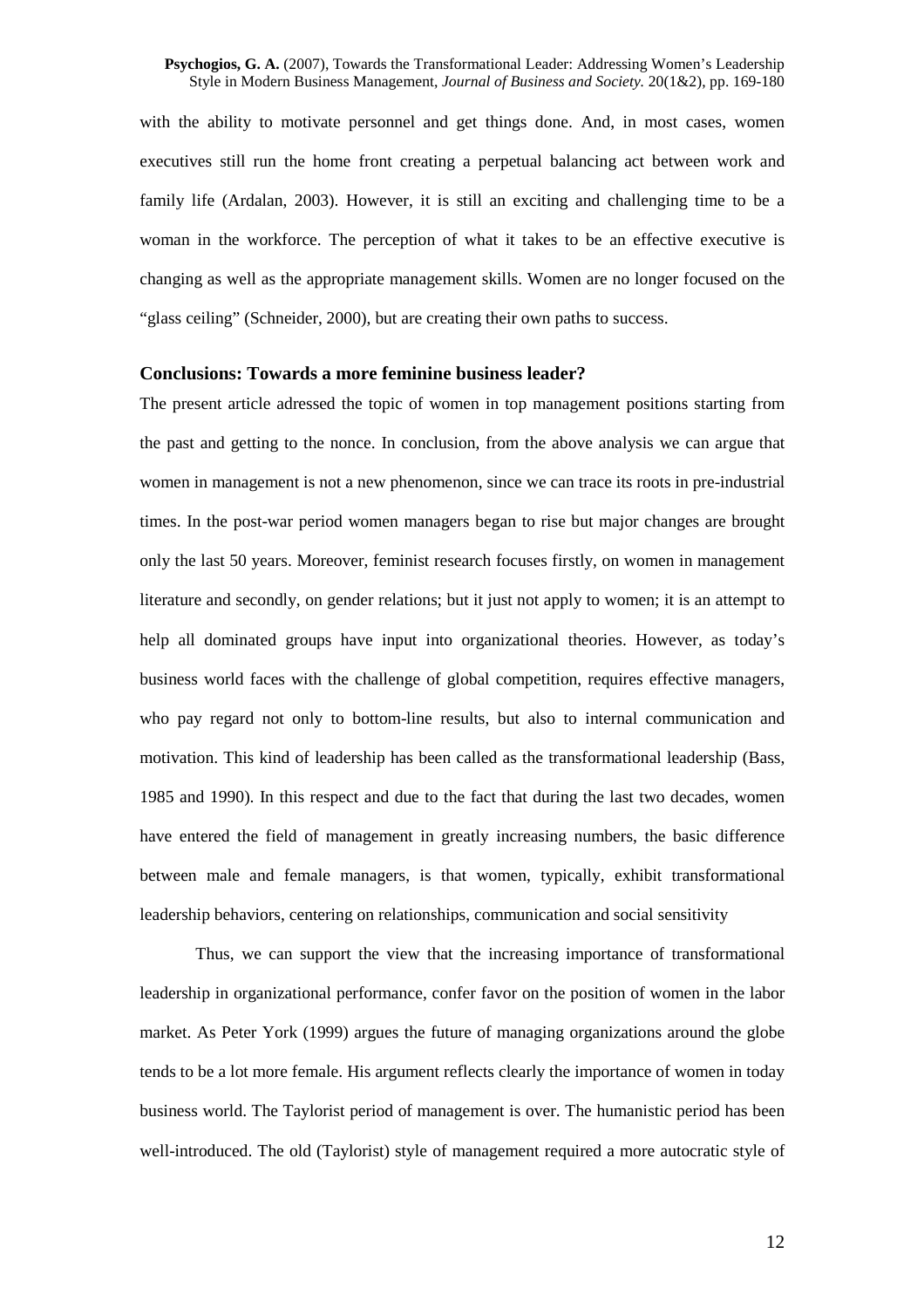with the ability to motivate personnel and get things done. And, in most cases, women executives still run the home front creating a perpetual balancing act between work and family life (Ardalan, 2003). However, it is still an exciting and challenging time to be a woman in the workforce. The perception of what it takes to be an effective executive is changing as well as the appropriate management skills. Women are no longer focused on the "glass ceiling" (Schneider, 2000), but are creating their own paths to success.

## Conclusions: Towards a more feminine business leader?

The present article adressed the topic of women in top management positions starting from the past and getting to the nonce. In conclusion, from the above analysis we can argue that women in management is not a new phenomenon, since we can trace its roots in pre-industrial times. In the post-war period women managers began to rise but major changes are brought only the last 50 years. Moreover, feminist research focuses firstly, on women in management literature and secondly, on gender relations; but it just not apply to women; it is an attempt to help all dominated groups have input into organizational theories. However, as today's business world faces with the challenge of global competition, requires effective managers, who pay regard not only to bottom-line results, but also to internal communication and motivation. This kind of leadership has been called as the transformational leadership (Bass, 1985 and 1990). In this respect and due to the fact that during the last two decades, women have entered the field of management in greatly increasing numbers, the basic difference between male and female managers, is that women, typically, exhibit transformational leadership behaviors, centering on relationships, communication and social sensitivity

Thus, we can support the view that the increasing importance of transformational leadership in organizational performance, confer favor on the position of women in the labor market. As Peter York (1999) argues the future of managing organizations around the globe tends to be a lot more female. His argument reflects clearly the importance of women in today business world. The Taylorist period of management is over. The humanistic period has been well-introduced. The old (Taylorist) style of management required a more autocratic style of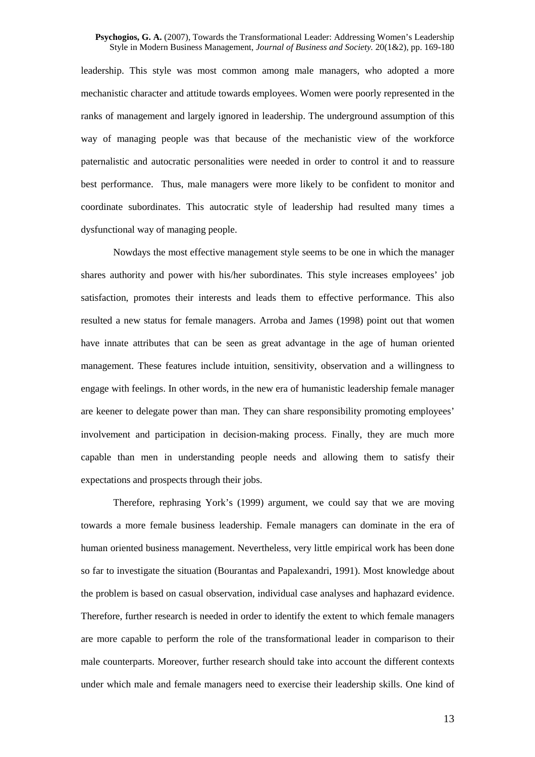leadership. This style was most common among male managers, who adopted a more mechanistic character and attitude towards employees. Women were poorly represented in the ranks of management and largely ignored in leadership. The underground assumption of this way of managing people was that because of the mechanistic view of the workforce paternalistic and autocratic personalities were needed in order to control it and to reassure best performance. Thus, male managers were more likely to be confident to monitor and coordinate subordinates. This autocratic style of leadership had resulted many times a dysfunctional way of managing people.

Nowdays the most effective management style seems to be one in which the manager shares authority and power with his/her subordinates. This style increases employees' job satisfaction, promotes their interests and leads them to effective performance. This also resulted a new status for female managers. Arroba and James (1998) point out that women have innate attributes that can be seen as great advantage in the age of human oriented management. These features include intuition, sensitivity, observation and a willingness to engage with feelings. In other words, in the new era of humanistic leadership female manager are keener to delegate power than man. They can share responsibility promoting employees' involvement and participation in decision-making process. Finally, they are much more capable than men in understanding people needs and allowing them to satisfy their expectations and prospects through their jobs.

Therefore, rephrasing York's (1999) argument, we could say that we are moving towards a more female business leadership. Female managers can dominate in the era of human oriented business management. Nevertheless, very little empirical work has been done so far to investigate the situation (Bourantas and Papalexandri, 1991). Most knowledge about the problem is based on casual observation, individual case analyses and haphazard evidence. Therefore, further research is needed in order to identify the extent to which female managers are more capable to perform the role of the transformational leader in comparison to their male counterparts. Moreover, further research should take into account the different contexts under which male and female managers need to exercise their leadership skills. One kind of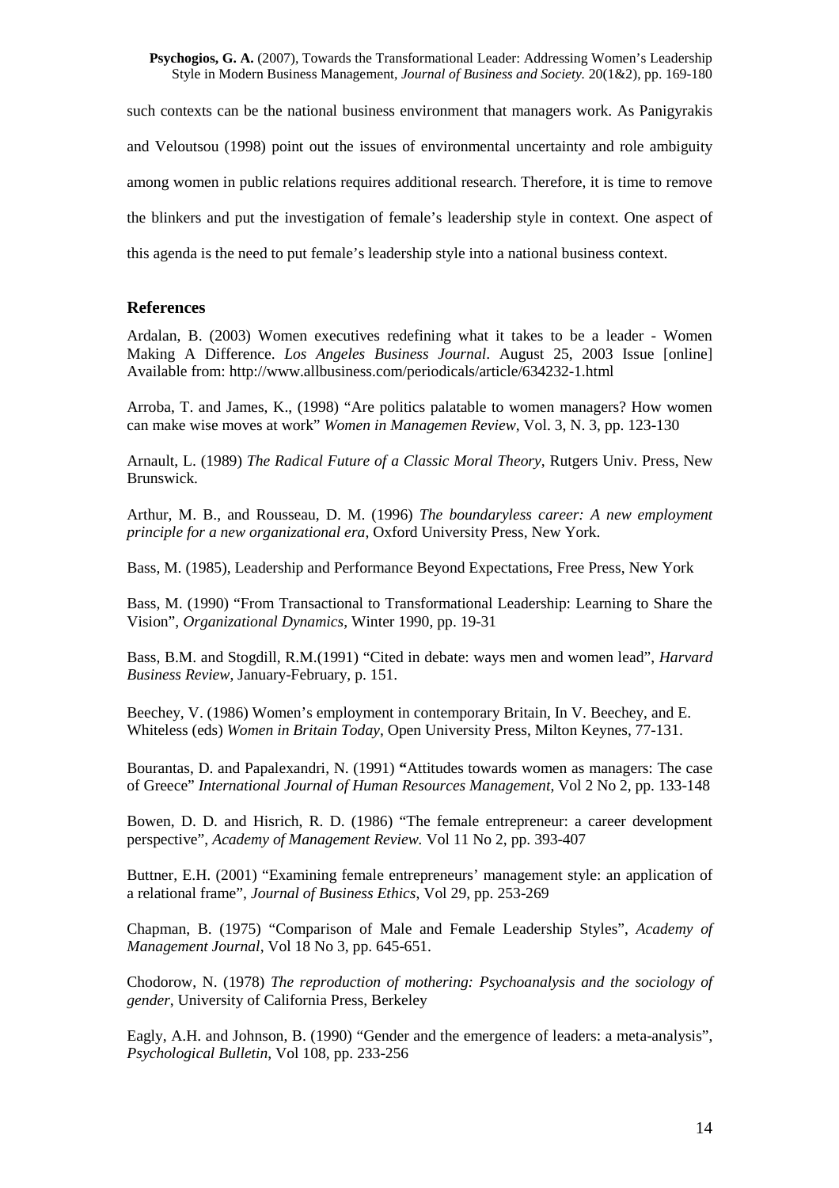such contexts can be the national business environment that managers work. As Panigyrakis and Veloutsou (1998) point out the issues of environmental uncertainty and role ambiguity among women in public relations requires additional research. Therefore, it is time to remove the blinkers and put the investigation of female's leadership style in context. One aspect of this agenda is the need to put female's leadership style into a national business context.

## References

Ardalan, B. (2003) Women executives redefining what it takes to be a leader - Women Making A Difference. *Los Angeles Business Journal*. August 25, 2003 Issue [online] Available from: http://www.allbusiness.com/periodicals/article/634232-1.html

Arroba, T. and James, K., (1998) "Are politics palatable to women managers? How women can make wise moves at work" *Women in Managemen Review*, Vol. 3, N. 3, pp. 123-130

Arnault, L. (1989) *The Radical Future of a Classic Moral Theory*, Rutgers Univ. Press, New Brunswick.

Arthur, M. B., and Rousseau, D. M. (1996) *The boundaryless career: A new employment principle for a new organizational era*, Oxford University Press, New York.

Bass, M. (1985), Leadership and Performance Beyond Expectations, Free Press, New York

Bass, M. (1990) "From Transactional to Transformational Leadership: Learning to Share the Vision", *Organizational Dynamics*, Winter 1990, pp. 19-31

Bass, B.M. and Stogdill, R.M.(1991) "Cited in debate: ways men and women lead", *Harvard Business Review*, January-February, p. 151.

Beechey, V. (1986) Women's employment in contemporary Britain, In V. Beechey, and E. Whiteless (eds) *Women in Britain Today*, Open University Press, Milton Keynes, 77-131.

Bourantas, D. and Papalexandri, N. (1991) **"**Attitudes towards women as managers: The case of Greece" *International Journal of Human Resources Management*, Vol 2 No 2, pp. 133-148

Bowen, D. D. and Hisrich, R. D. (1986) "The female entrepreneur: a career development perspective", *Academy of Management Review.* Vol 11 No 2, pp. 393-407

Buttner, E.H. (2001) "Examining female entrepreneurs' management style: an application of a relational frame", *Journal of Business Ethics*, Vol 29, pp. 253-269

Chapman, B. (1975) "Comparison of Male and Female Leadership Styles", *Academy of Management Journal*, Vol 18 No 3, pp. 645-651.

Chodorow, N. (1978) *The reproduction of mothering: Psychoanalysis and the sociology of gender*, University of California Press, Berkeley

Eagly, A.H. and Johnson, B. (1990) "Gender and the emergence of leaders: a meta-analysis", *Psychological Bulletin*, Vol 108, pp. 233-256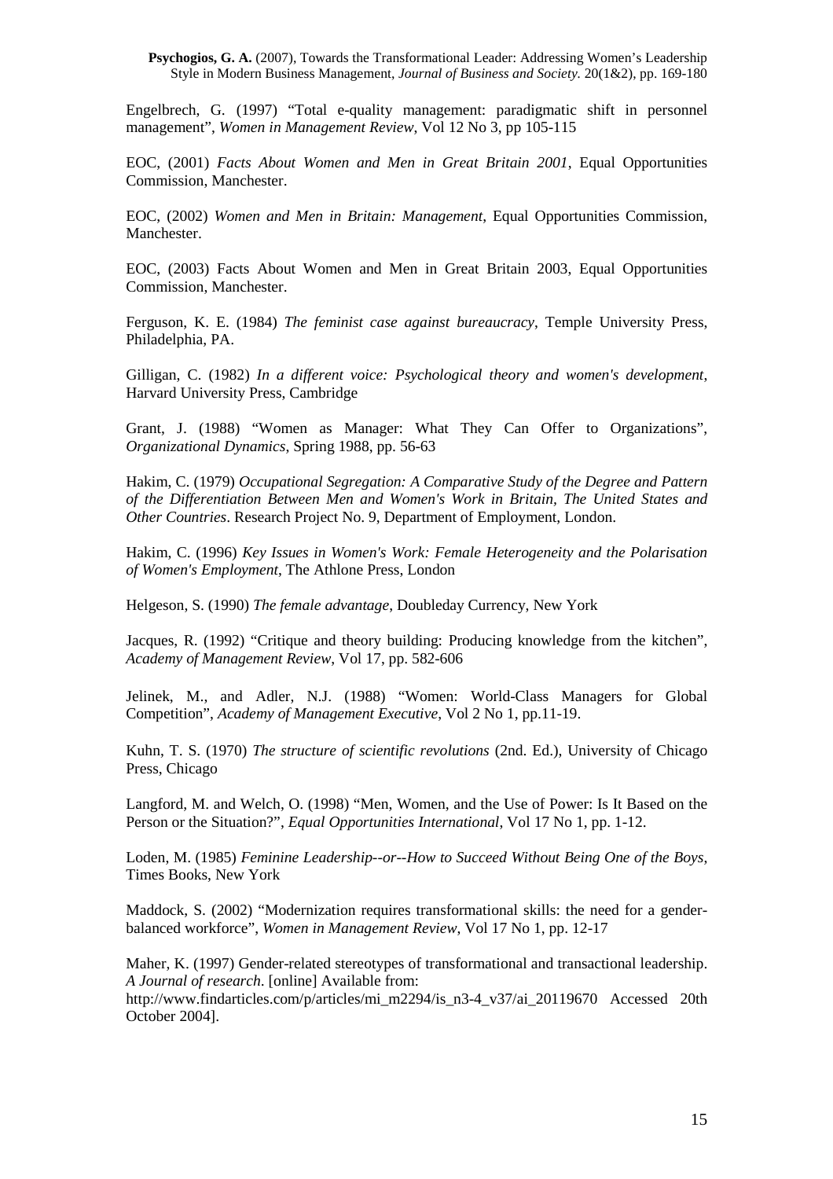Engelbrech, G. (1997) "Total e-quality management: paradigmatic shift in personnel management", *Women in Management Review*, Vol 12 No 3, pp 105-115

EOC, (2001) *Facts About Women and Men in Great Britain 2001*, Equal Opportunities Commission, Manchester.

EOC, (2002) *Women and Men in Britain: Management*, Equal Opportunities Commission, Manchester.

EOC, (2003) Facts About Women and Men in Great Britain 2003, Equal Opportunities Commission, Manchester.

Ferguson, K. E. (1984) *The feminist case against bureaucracy*, Temple University Press, Philadelphia, PA.

Gilligan, C. (1982) *In a different voice: Psychological theory and women's development*, Harvard University Press, Cambridge

Grant, J. (1988) "Women as Manager: What They Can Offer to Organizations", *Organizational Dynamics*, Spring 1988, pp. 56-63

Hakim, C. (1979) *Occupational Segregation: A Comparative Study of the Degree and Pattern of the Differentiation Between Men and Women's Work in Britain, The United States and Other Countries*. Research Project No. 9, Department of Employment, London.

Hakim, C. (1996) *Key Issues in Women's Work: Female Heterogeneity and the Polarisation of Women's Employment*, The Athlone Press, London

Helgeson, S. (1990) *The female advantage*, Doubleday Currency, New York

Jacques, R. (1992) "Critique and theory building: Producing knowledge from the kitchen", *Academy of Management Review*, Vol 17, pp. 582-606

Jelinek, M., and Adler, N.J. (1988) "Women: World-Class Managers for Global Competition", *Academy of Management Executive*, Vol 2 No 1, pp.11-19.

Kuhn, T. S. (1970) *The structure of scientific revolutions* (2nd. Ed.), University of Chicago Press, Chicago

Langford, M. and Welch, O. (1998) "Men, Women, and the Use of Power: Is It Based on the Person or the Situation?", *Equal Opportunities International*, Vol 17 No 1, pp. 1-12.

Loden, M. (1985) *Feminine Leadership--or--How to Succeed Without Being One of the Boys*, Times Books, New York

Maddock, S. (2002) "Modernization requires transformational skills: the need for a gender-balanced workforce", *Women in Management Review*, Vol 17 No 1, pp. 12-17

Maher, K. (1997) Gender-related stereotypes of transformational and transactional leadership. *A Journal of research*. [online] Available from: http://www.findarticles.com/p/articles/mi_m2294/is_n3-4_v37/ai_20119670 Accessed 20th October 2004].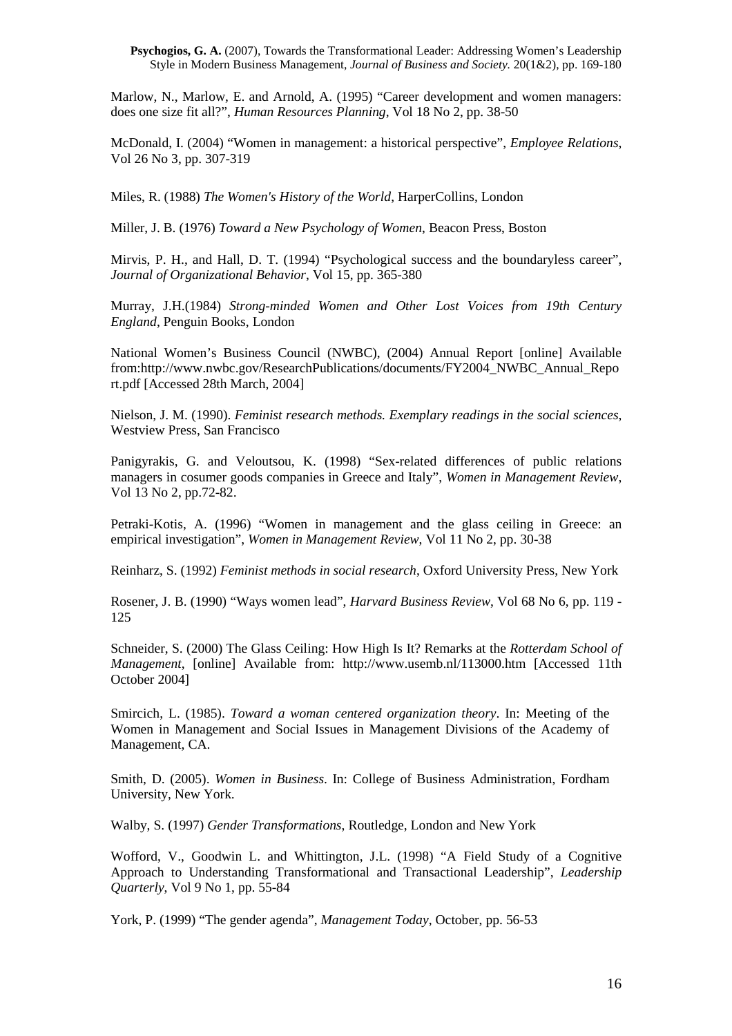Marlow, N., Marlow, E. and Arnold, A. (1995) "Career development and women managers: does one size fit all?", *Human Resources Planning*, Vol 18 No 2, pp. 38-50

McDonald, I. (2004) "Women in management: a historical perspective", *Employee Relations*, Vol 26 No 3, pp. 307-319

Miles, R. (1988) *The Women's History of the World*, HarperCollins, London

Miller, J. B. (1976) *Toward a New Psychology of Women*, Beacon Press, Boston

Mirvis, P. H., and Hall, D. T. (1994) "Psychological success and the boundaryless career", *Journal of Organizational Behavior*, Vol 15, pp. 365-380

Murray, J.H.(1984) *Strong-minded Women and Other Lost Voices from 19th Century England*, Penguin Books, London

National Women's Business Council (NWBC), (2004) Annual Report [online] Available from:http://www.nwbc.gov/ResearchPublications/documents/FY2004_NWBC_Annual_Report.pdf [Accessed 28th March, 2004]

Nielson, J. M. (1990). *Feminist research methods. Exemplary readings in the social sciences*, Westview Press, San Francisco

Panigyrakis, G. and Veloutsou, K. (1998) "Sex-related differences of public relations managers in cosumer goods companies in Greece and Italy", *Women in Management Review*, Vol 13 No 2, pp.72-82.

Petraki-Kotis, A. (1996) "Women in management and the glass ceiling in Greece: an empirical investigation", *Women in Management Review*, Vol 11 No 2, pp. 30-38

Reinharz, S. (1992) *Feminist methods in social research*, Oxford University Press, New York

Rosener, J. B. (1990) "Ways women lead", *Harvard Business Review*, Vol 68 No 6, pp. 119 - 125

Schneider, S. (2000) The Glass Ceiling: How High Is It? Remarks at the *Rotterdam School of Management*, [online] Available from: http://www.usemb.nl/113000.htm [Accessed 11th October 2004]

Smircich, L. (1985). *Toward a woman centered organization theory*. In: Meeting of the Women in Management and Social Issues in Management Divisions of the Academy of Management, CA.

Smith, D. (2005). *Women in Business*. In: College of Business Administration, Fordham University, New York.

Walby, S. (1997) *Gender Transformations*, Routledge, London and New York

Wofford, V., Goodwin L. and Whittington, J.L. (1998) "A Field Study of a Cognitive Approach to Understanding Transformational and Transactional Leadership", *Leadership Quarterly*, Vol 9 No 1, pp. 55-84

York, P. (1999) "The gender agenda", *Management Today*, October, pp. 56-53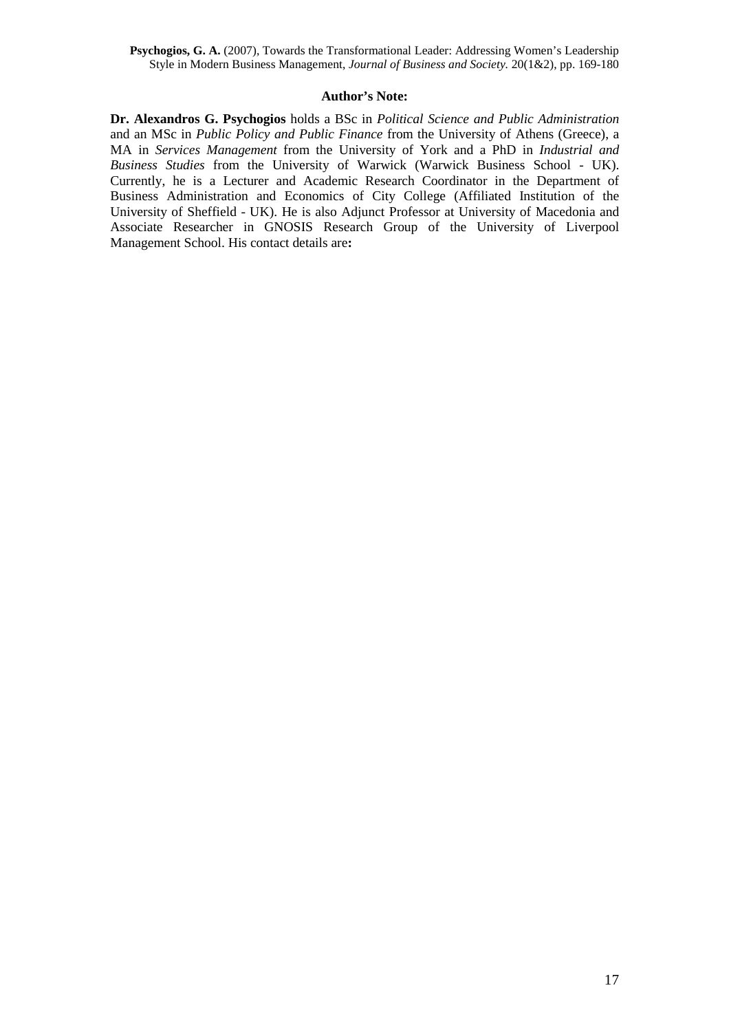**Author's Note:**

**Dr. Alexandros G. Psychogios** holds a BSc in *Political Science and Public Administration* and an MSc in *Public Policy and Public Finance* from the University of Athens (Greece), a MA in *Services Management* from the University of York and a PhD in *Industrial and Business Studies* from the University of Warwick (Warwick Business School - UK). Currently, he is a Lecturer and Academic Research Coordinator in the Department of Business Administration and Economics of City College (Affiliated Institution of the University of Sheffield - UK). He is also Adjunct Professor at University of Macedonia and Associate Researcher in GNOSIS Research Group of the University of Liverpool Management School. His contact details are**:**